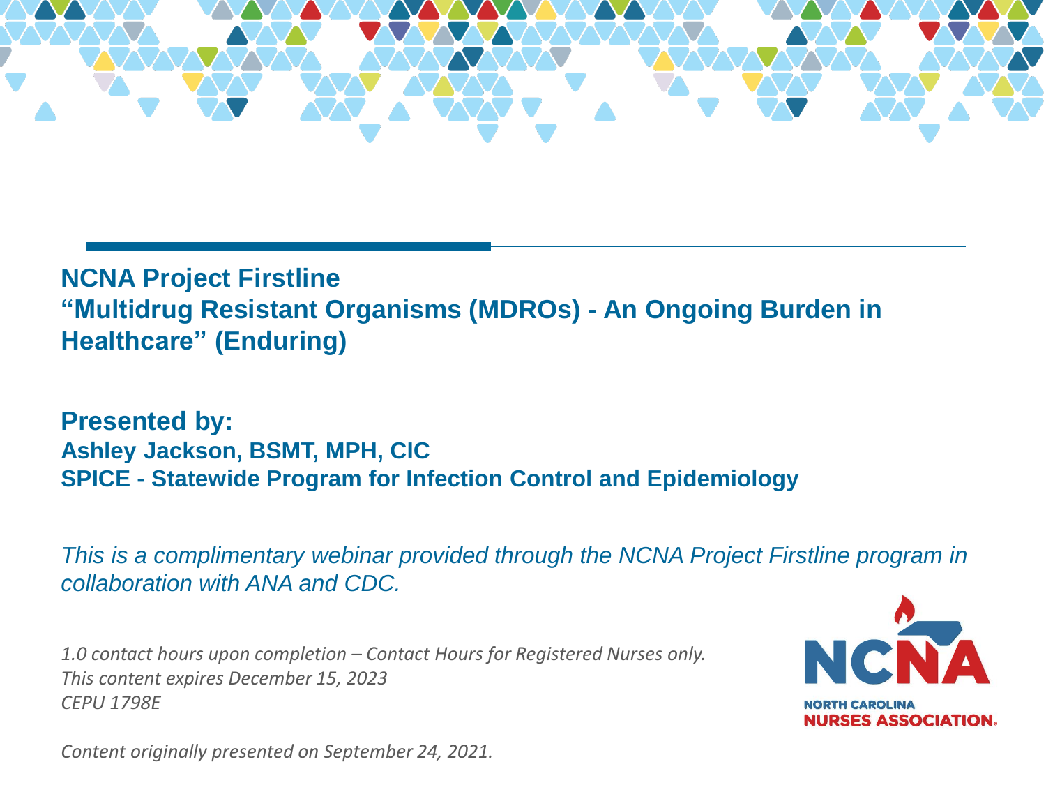# NCNA Project Firstline
## "Multidrug Resistant Organisms (MDROs) - An Ongoing Burden in Healthcare" (Enduring)

**Presented by:**

**Ashley Jackson, BSMT, MPH, CIC**

**SPICE - Statewide Program for Infection Control and Epidemiology**

*This is a complimentary webinar provided through the NCNA Project Firstline program in collaboration with ANA and CDC.*

*1.0 contact hours upon completion – Contact Hours for Registered Nurses only.*
*This content expires December 15, 2023*
*CEPU 1798E*

NCNA
NORTH CAROLINA NURSES ASSOCIATION.

*Content originally presented on September 24, 2021.*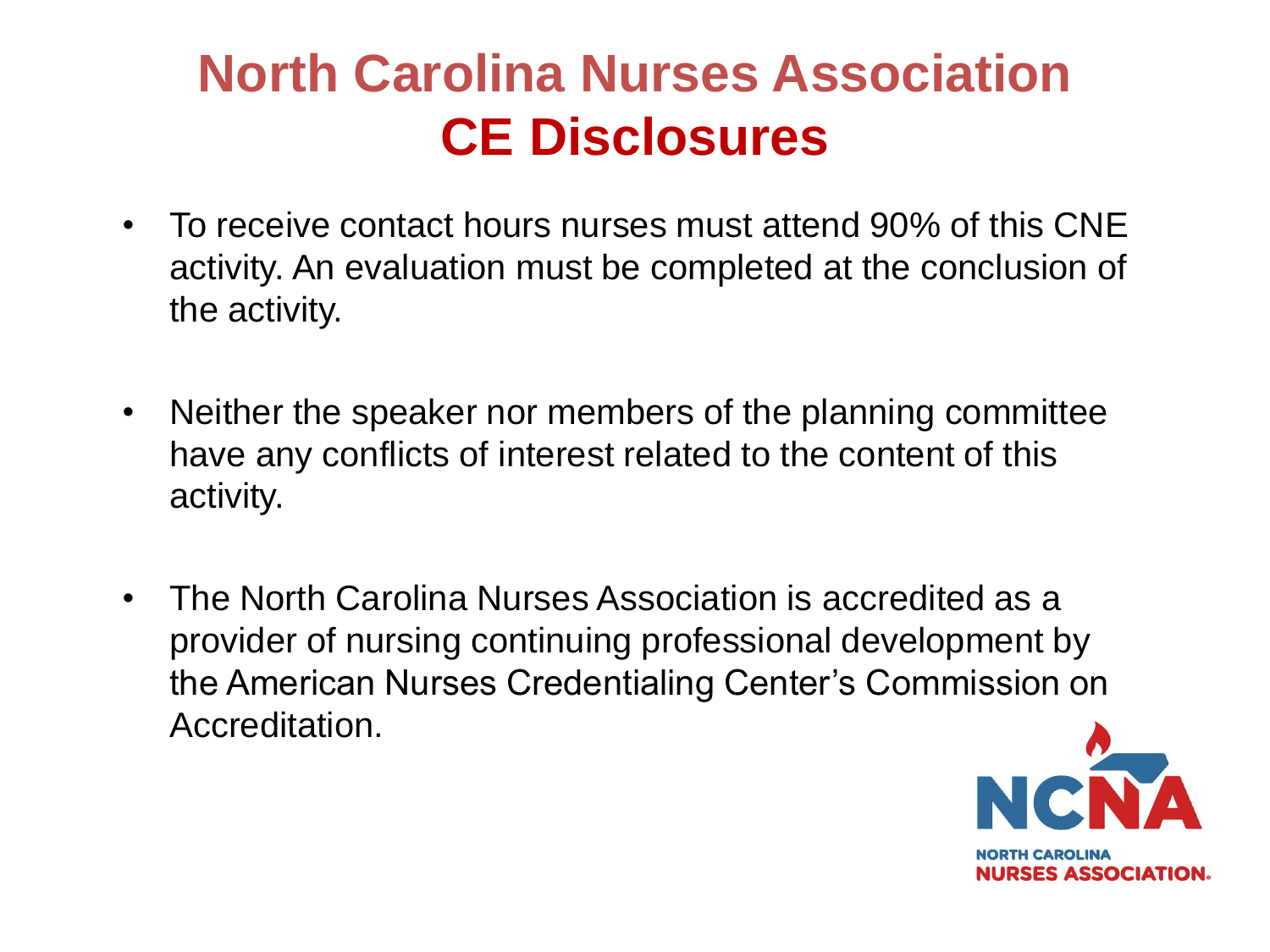# North Carolina Nurses Association
## CE Disclosures

- To receive contact hours nurses must attend 90% of this CNE activity. An evaluation must be completed at the conclusion of the activity.

- Neither the speaker nor members of the planning committee have any conflicts of interest related to the content of this activity.

- The North Carolina Nurses Association is accredited as a provider of nursing continuing professional development by the American Nurses Credentialing Center's Commission on Accreditation.

NCNA
NORTH CAROLINA
NURSES ASSOCIATION.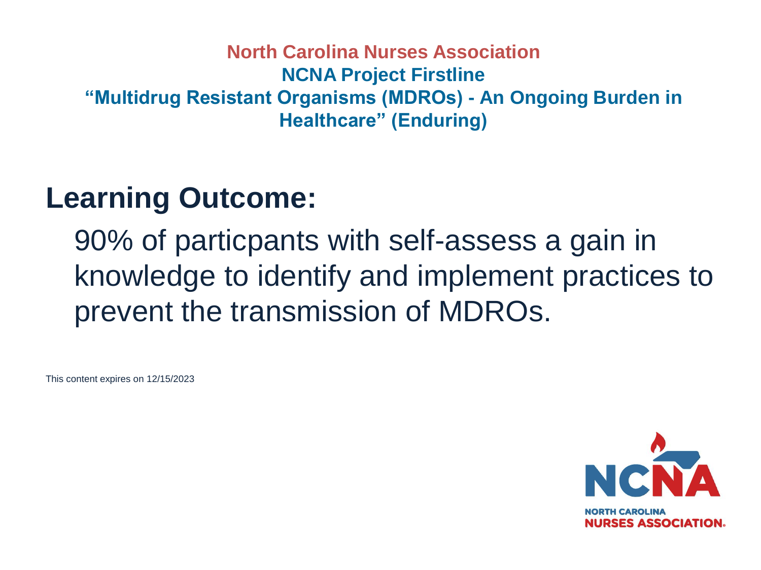**North Carolina Nurses Association**
**NCNA Project Firstline**
**"Multidrug Resistant Organisms (MDROs) - An Ongoing Burden in Healthcare" (Enduring)**

# Learning Outcome:

90% of particpants with self-assess a gain in knowledge to identify and implement practices to prevent the transmission of MDROs.

This content expires on 12/15/2023

NCNA
NORTH CAROLINA NURSES ASSOCIATION.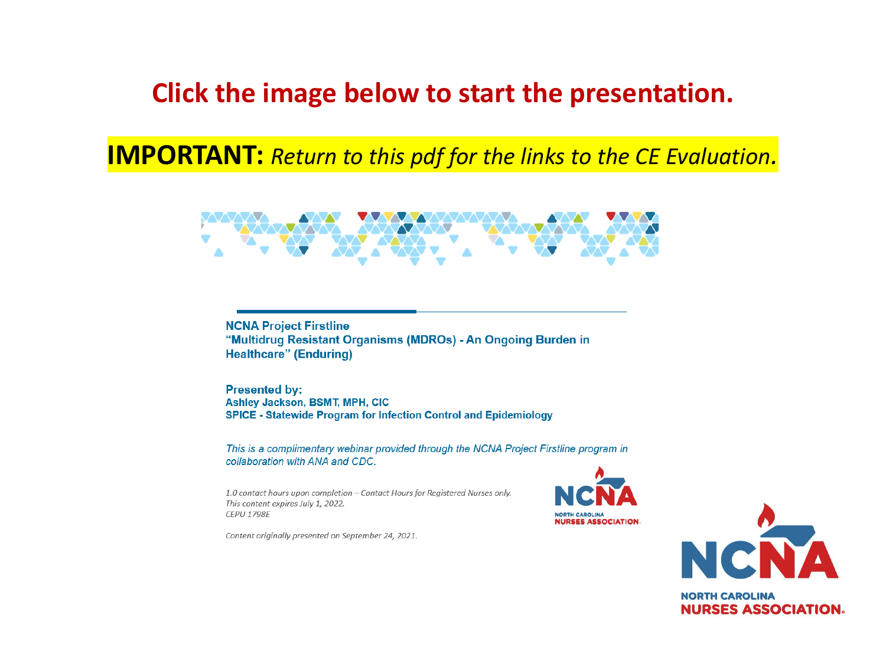# Click the image below to start the presentation.

**IMPORTANT:** *Return to this pdf for the links to the CE Evaluation.*

**NCNA Project Firstline**
**"Multidrug Resistant Organisms (MDROs) - An Ongoing Burden in Healthcare" (Enduring)**

**Presented by:**
**Ashley Jackson, BSMT, MPH, CIC**
**SPICE - Statewide Program for Infection Control and Epidemiology**

*This is a complimentary webinar provided through the NCNA Project Firstline program in collaboration with ANA and CDC.*

*1.0 contact hours upon completion – Contact Hours for Registered Nurses only.*
*This content expires July 1, 2022.*
*CEPU 1798E*

*Content originally presented on September 24, 2021.*

NCNA
NORTH CAROLINA NURSES ASSOCIATION

NCNA
NORTH CAROLINA NURSES ASSOCIATION.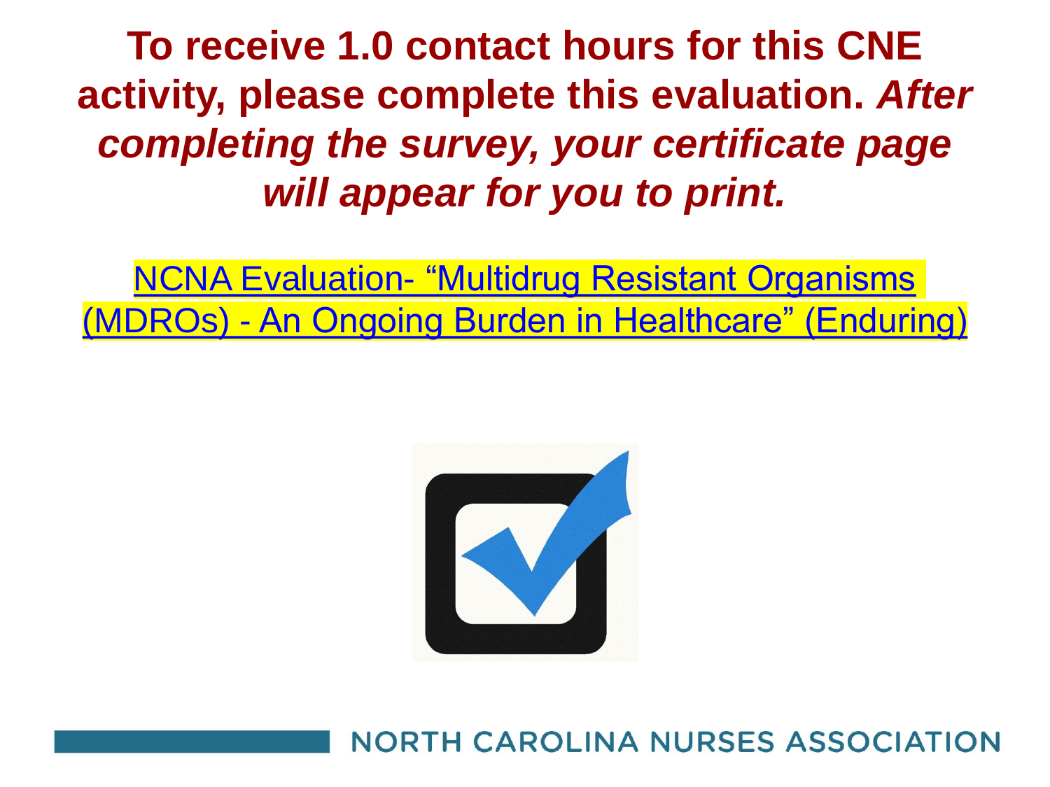**To receive 1.0 contact hours for this CNE activity, please complete this evaluation. *After completing the survey, your certificate page will appear for you to print.***

NCNA Evaluation- “Multidrug Resistant Organisms (MDROs) - An Ongoing Burden in Healthcare” (Enduring)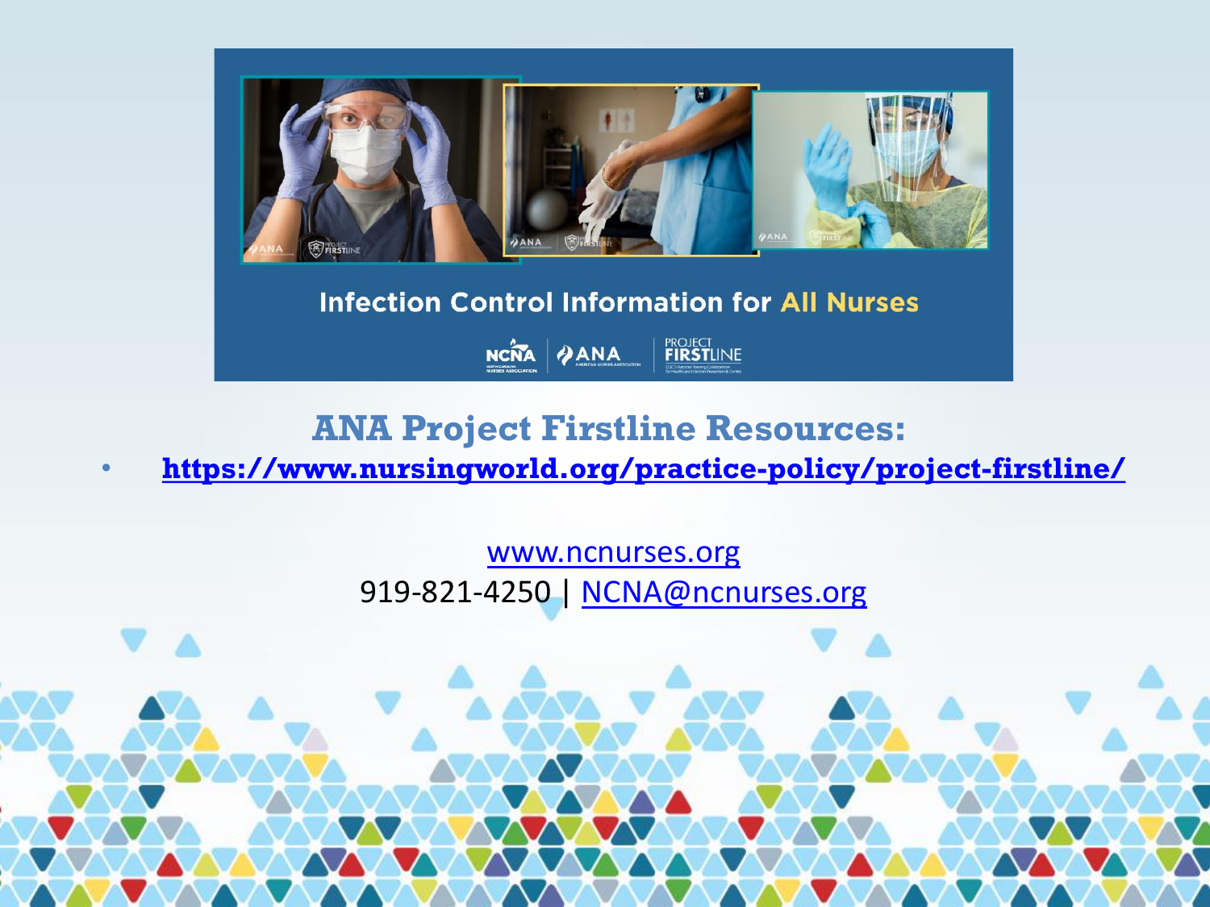Infection Control Information for All Nurses

## ANA Project Firstline Resources:

- **https://www.nursingworld.org/practice-policy/project-firstline/**

www.ncnurses.org

919-821-4250 | NCNA@ncnurses.org